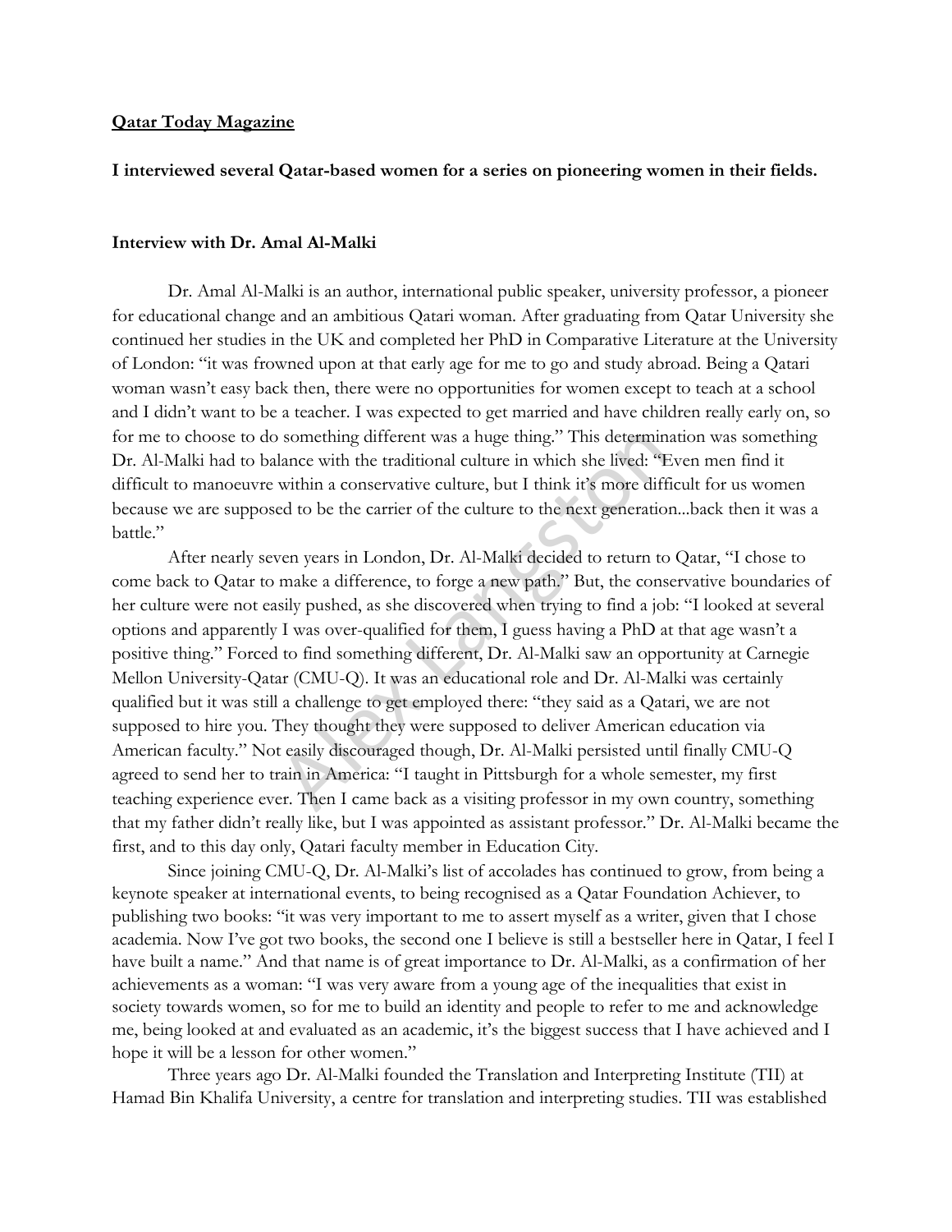**Qatar Today Magazine**

**I interviewed several Qatar-based women for a series on pioneering women in their fields.**

**Interview with Dr. Amal Al-Malki**

Dr. Amal Al-Malki is an author, international public speaker, university professor, a pioneer for educational change and an ambitious Qatari woman. After graduating from Qatar University she continued her studies in the UK and completed her PhD in Comparative Literature at the University of London: "it was frowned upon at that early age for me to go and study abroad. Being a Qatari woman wasn't easy back then, there were no opportunities for women except to teach at a school and I didn't want to be a teacher. I was expected to get married and have children really early on, so for me to choose to do something different was a huge thing." This determination was something Dr. Al-Malki had to balance with the traditional culture in which she lived: "Even men find it difficult to manoeuvre within a conservative culture, but I think it's more difficult for us women because we are supposed to be the carrier of the culture to the next generation...back then it was a battle."

After nearly seven years in London, Dr. Al-Malki decided to return to Qatar, "I chose to come back to Qatar to make a difference, to forge a new path." But, the conservative boundaries of her culture were not easily pushed, as she discovered when trying to find a job: "I looked at several options and apparently I was over-qualified for them, I guess having a PhD at that age wasn't a positive thing." Forced to find something different, Dr. Al-Malki saw an opportunity at Carnegie Mellon University-Qatar (CMU-Q). It was an educational role and Dr. Al-Malki was certainly qualified but it was still a challenge to get employed there: "they said as a Qatari, we are not supposed to hire you. They thought they were supposed to deliver American education via American faculty." Not easily discouraged though, Dr. Al-Malki persisted until finally CMU-Q agreed to send her to train in America: "I taught in Pittsburgh for a whole semester, my first teaching experience ever. Then I came back as a visiting professor in my own country, something that my father didn't really like, but I was appointed as assistant professor." Dr. Al-Malki became the first, and to this day only, Qatari faculty member in Education City.

Since joining CMU-Q, Dr. Al-Malki's list of accolades has continued to grow, from being a keynote speaker at international events, to being recognised as a Qatar Foundation Achiever, to publishing two books: "it was very important to me to assert myself as a writer, given that I chose academia. Now I've got two books, the second one I believe is still a bestseller here in Qatar, I feel I have built a name." And that name is of great importance to Dr. Al-Malki, as a confirmation of her achievements as a woman: "I was very aware from a young age of the inequalities that exist in society towards women, so for me to build an identity and people to refer to me and acknowledge me, being looked at and evaluated as an academic, it's the biggest success that I have achieved and I hope it will be a lesson for other women."

Three years ago Dr. Al-Malki founded the Translation and Interpreting Institute (TII) at Hamad Bin Khalifa University, a centre for translation and interpreting studies. TII was established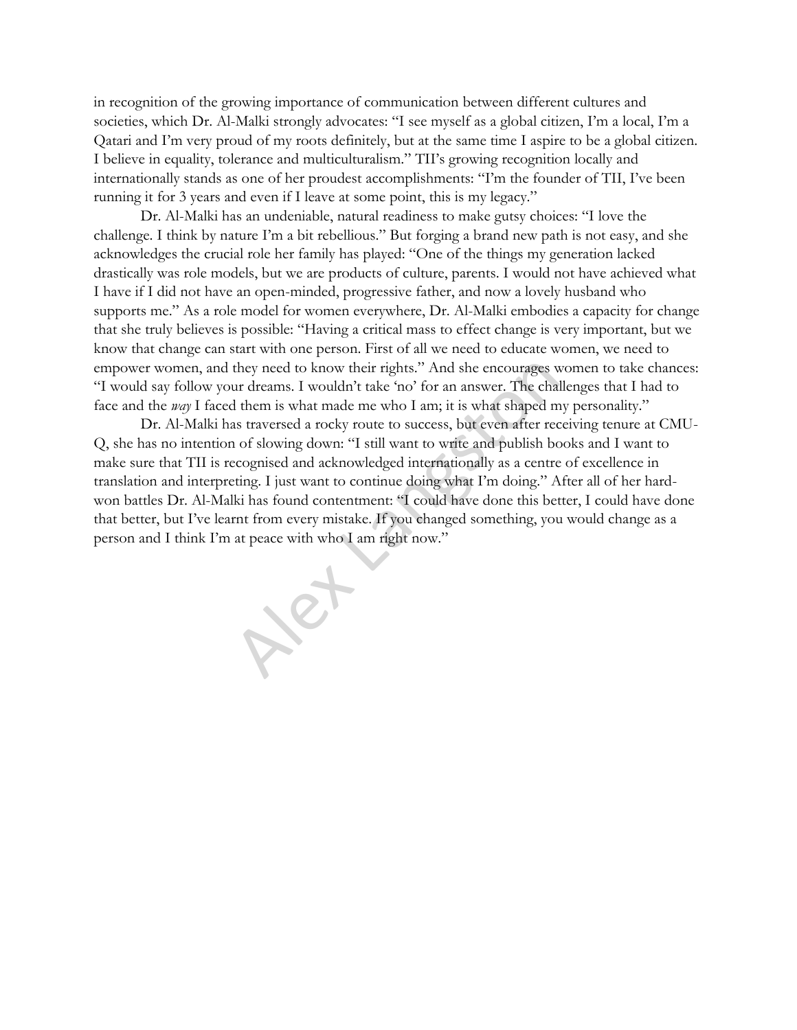in recognition of the growing importance of communication between different cultures and societies, which Dr. Al-Malki strongly advocates: "I see myself as a global citizen, I'm a local, I'm a Qatari and I'm very proud of my roots definitely, but at the same time I aspire to be a global citizen. I believe in equality, tolerance and multiculturalism." TII's growing recognition locally and internationally stands as one of her proudest accomplishments: "I'm the founder of TII, I've been running it for 3 years and even if I leave at some point, this is my legacy."

Dr. Al-Malki has an undeniable, natural readiness to make gutsy choices: "I love the challenge. I think by nature I'm a bit rebellious." But forging a brand new path is not easy, and she acknowledges the crucial role her family has played: "One of the things my generation lacked drastically was role models, but we are products of culture, parents. I would not have achieved what I have if I did not have an open-minded, progressive father, and now a lovely husband who supports me." As a role model for women everywhere, Dr. Al-Malki embodies a capacity for change that she truly believes is possible: "Having a critical mass to effect change is very important, but we know that change can start with one person. First of all we need to educate women, we need to empower women, and they need to know their rights." And she encourages women to take chances: "I would say follow your dreams. I wouldn't take 'no' for an answer. The challenges that I had to face and the *way* I faced them is what made me who I am; it is what shaped my personality."

Dr. Al-Malki has traversed a rocky route to success, but even after receiving tenure at CMU-Q, she has no intention of slowing down: "I still want to write and publish books and I want to make sure that TII is recognised and acknowledged internationally as a centre of excellence in translation and interpreting. I just want to continue doing what I'm doing." After all of her hard-won battles Dr. Al-Malki has found contentment: "I could have done this better, I could have done that better, but I've learnt from every mistake. If you changed something, you would change as a person and I think I'm at peace with who I am right now."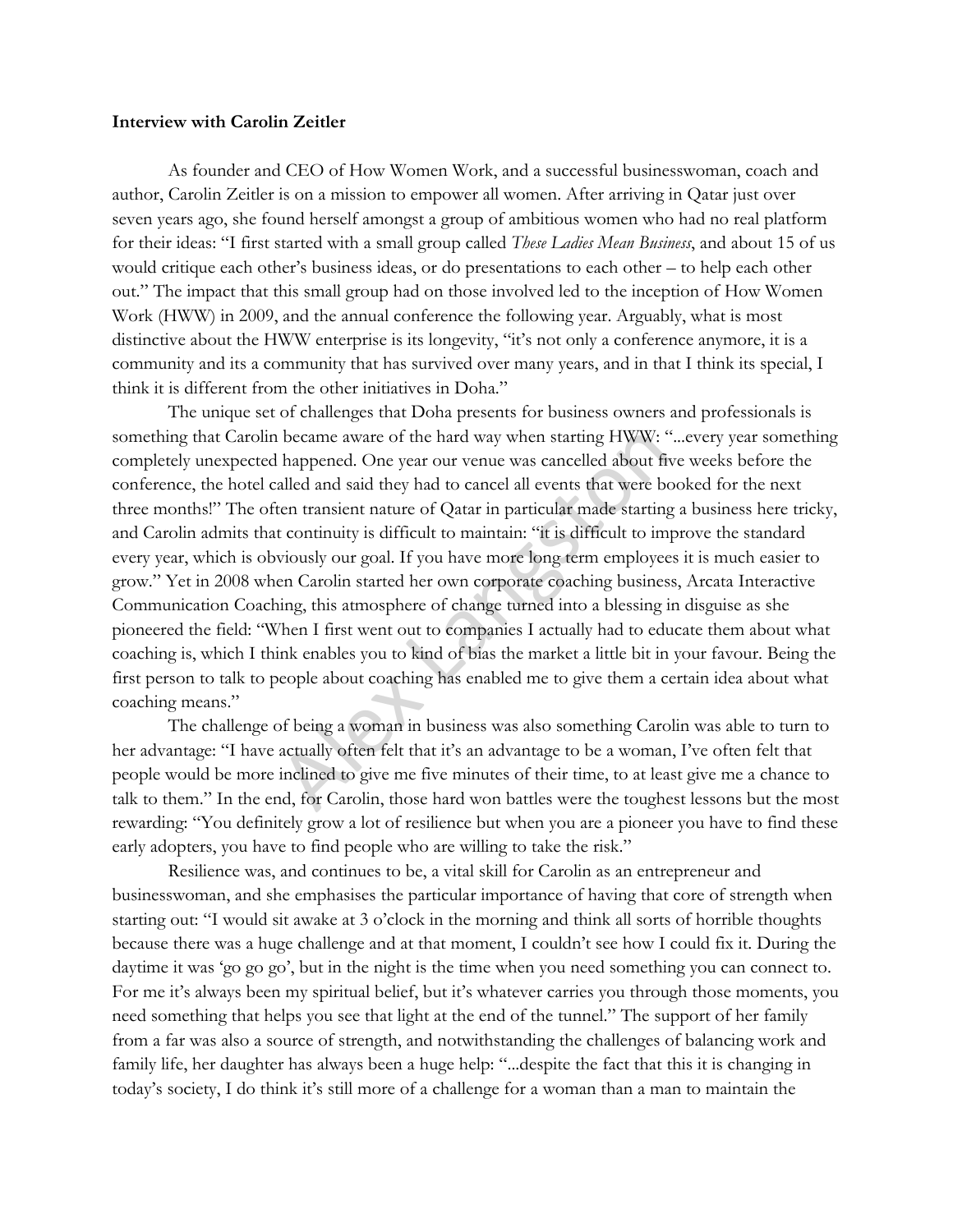**Interview with Carolin Zeitler**

As founder and CEO of How Women Work, and a successful businesswoman, coach and author, Carolin Zeitler is on a mission to empower all women. After arriving in Qatar just over seven years ago, she found herself amongst a group of ambitious women who had no real platform for their ideas: "I first started with a small group called *These Ladies Mean Business*, and about 15 of us would critique each other's business ideas, or do presentations to each other – to help each other out." The impact that this small group had on those involved led to the inception of How Women Work (HWW) in 2009, and the annual conference the following year. Arguably, what is most distinctive about the HWW enterprise is its longevity, "it's not only a conference anymore, it is a community and its a community that has survived over many years, and in that I think its special, I think it is different from the other initiatives in Doha."

The unique set of challenges that Doha presents for business owners and professionals is something that Carolin became aware of the hard way when starting HWW: "...every year something completely unexpected happened. One year our venue was cancelled about five weeks before the conference, the hotel called and said they had to cancel all events that were booked for the next three months!" The often transient nature of Qatar in particular made starting a business here tricky, and Carolin admits that continuity is difficult to maintain: "it is difficult to improve the standard every year, which is obviously our goal. If you have more long term employees it is much easier to grow." Yet in 2008 when Carolin started her own corporate coaching business, Arcata Interactive Communication Coaching, this atmosphere of change turned into a blessing in disguise as she pioneered the field: "When I first went out to companies I actually had to educate them about what coaching is, which I think enables you to kind of bias the market a little bit in your favour. Being the first person to talk to people about coaching has enabled me to give them a certain idea about what coaching means."

The challenge of being a woman in business was also something Carolin was able to turn to her advantage: "I have actually often felt that it's an advantage to be a woman, I've often felt that people would be more inclined to give me five minutes of their time, to at least give me a chance to talk to them." In the end, for Carolin, those hard won battles were the toughest lessons but the most rewarding: "You definitely grow a lot of resilience but when you are a pioneer you have to find these early adopters, you have to find people who are willing to take the risk."

Resilience was, and continues to be, a vital skill for Carolin as an entrepreneur and businesswoman, and she emphasises the particular importance of having that core of strength when starting out: "I would sit awake at 3 o'clock in the morning and think all sorts of horrible thoughts because there was a huge challenge and at that moment, I couldn't see how I could fix it. During the daytime it was 'go go go', but in the night is the time when you need something you can connect to. For me it's always been my spiritual belief, but it's whatever carries you through those moments, you need something that helps you see that light at the end of the tunnel." The support of her family from a far was also a source of strength, and notwithstanding the challenges of balancing work and family life, her daughter has always been a huge help: "...despite the fact that this it is changing in today's society, I do think it's still more of a challenge for a woman than a man to maintain the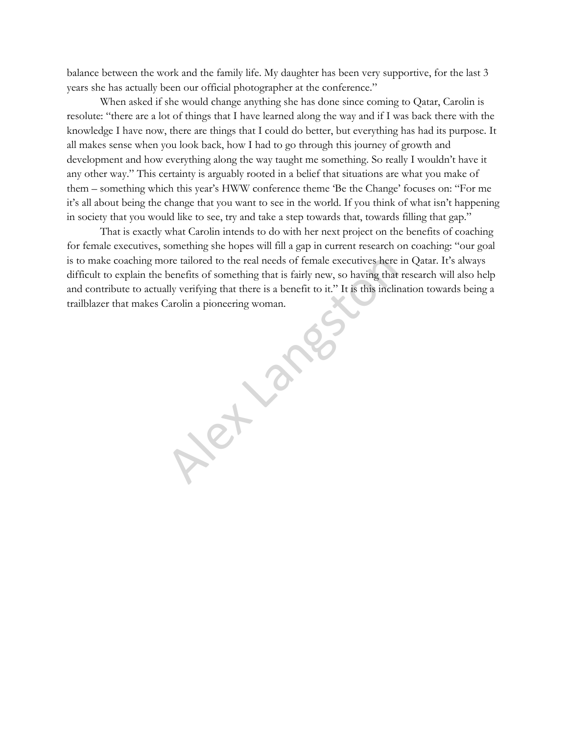balance between the work and the family life. My daughter has been very supportive, for the last 3 years she has actually been our official photographer at the conference."

When asked if she would change anything she has done since coming to Qatar, Carolin is resolute: "there are a lot of things that I have learned along the way and if I was back there with the knowledge I have now, there are things that I could do better, but everything has had its purpose. It all makes sense when you look back, how I had to go through this journey of growth and development and how everything along the way taught me something. So really I wouldn't have it any other way." This certainty is arguably rooted in a belief that situations are what you make of them – something which this year's HWW conference theme 'Be the Change' focuses on: "For me it's all about being the change that you want to see in the world. If you think of what isn't happening in society that you would like to see, try and take a step towards that, towards filling that gap."

That is exactly what Carolin intends to do with her next project on the benefits of coaching for female executives, something she hopes will fill a gap in current research on coaching: "our goal is to make coaching more tailored to the real needs of female executives here in Qatar. It's always difficult to explain the benefits of something that is fairly new, so having that research will also help and contribute to actually verifying that there is a benefit to it." It is this inclination towards being a trailblazer that makes Carolin a pioneering woman.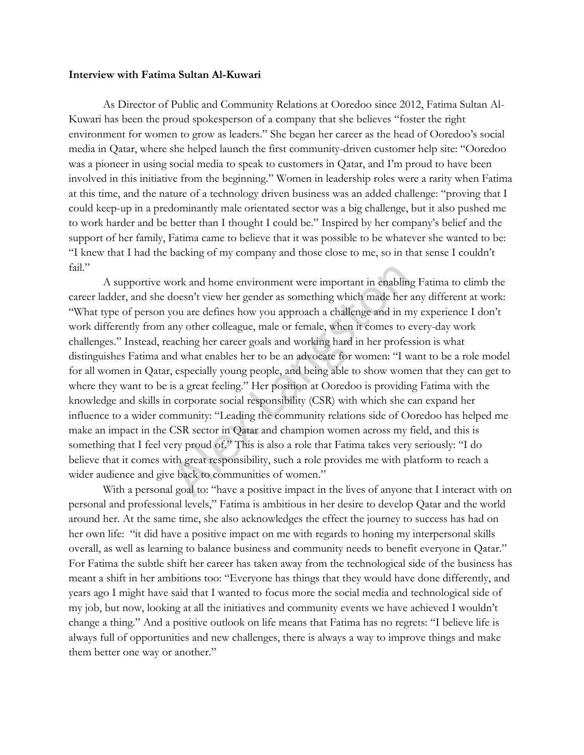**Interview with Fatima Sultan Al-Kuwari**

As Director of Public and Community Relations at Ooredoo since 2012, Fatima Sultan Al-Kuwari has been the proud spokesperson of a company that she believes "foster the right environment for women to grow as leaders." She began her career as the head of Ooredoo's social media in Qatar, where she helped launch the first community-driven customer help site: "Ooredoo was a pioneer in using social media to speak to customers in Qatar, and I'm proud to have been involved in this initiative from the beginning." Women in leadership roles were a rarity when Fatima at this time, and the nature of a technology driven business was an added challenge: "proving that I could keep-up in a predominantly male orientated sector was a big challenge, but it also pushed me to work harder and be better than I thought I could be." Inspired by her company's belief and the support of her family, Fatima came to believe that it was possible to be whatever she wanted to be: "I knew that I had the backing of my company and those close to me, so in that sense I couldn't fail."

A supportive work and home environment were important in enabling Fatima to climb the career ladder, and she doesn't view her gender as something which made her any different at work: "What type of person you are defines how you approach a challenge and in my experience I don't work differently from any other colleague, male or female, when it comes to every-day work challenges." Instead, reaching her career goals and working hard in her profession is what distinguishes Fatima and what enables her to be an advocate for women: "I want to be a role model for all women in Qatar, especially young people, and being able to show women that they can get to where they want to be is a great feeling." Her position at Ooredoo is providing Fatima with the knowledge and skills in corporate social responsibility (CSR) with which she can expand her influence to a wider community: "Leading the community relations side of Ooredoo has helped me make an impact in the CSR sector in Qatar and champion women across my field, and this is something that I feel very proud of." This is also a role that Fatima takes very seriously: "I do believe that it comes with great responsibility, such a role provides me with platform to reach a wider audience and give back to communities of women."

With a personal goal to: "have a positive impact in the lives of anyone that I interact with on personal and professional levels," Fatima is ambitious in her desire to develop Qatar and the world around her. At the same time, she also acknowledges the effect the journey to success has had on her own life: "it did have a positive impact on me with regards to honing my interpersonal skills overall, as well as learning to balance business and community needs to benefit everyone in Qatar." For Fatima the subtle shift her career has taken away from the technological side of the business has meant a shift in her ambitions too: "Everyone has things that they would have done differently, and years ago I might have said that I wanted to focus more the social media and technological side of my job, but now, looking at all the initiatives and community events we have achieved I wouldn't change a thing." And a positive outlook on life means that Fatima has no regrets: "I believe life is always full of opportunities and new challenges, there is always a way to improve things and make them better one way or another."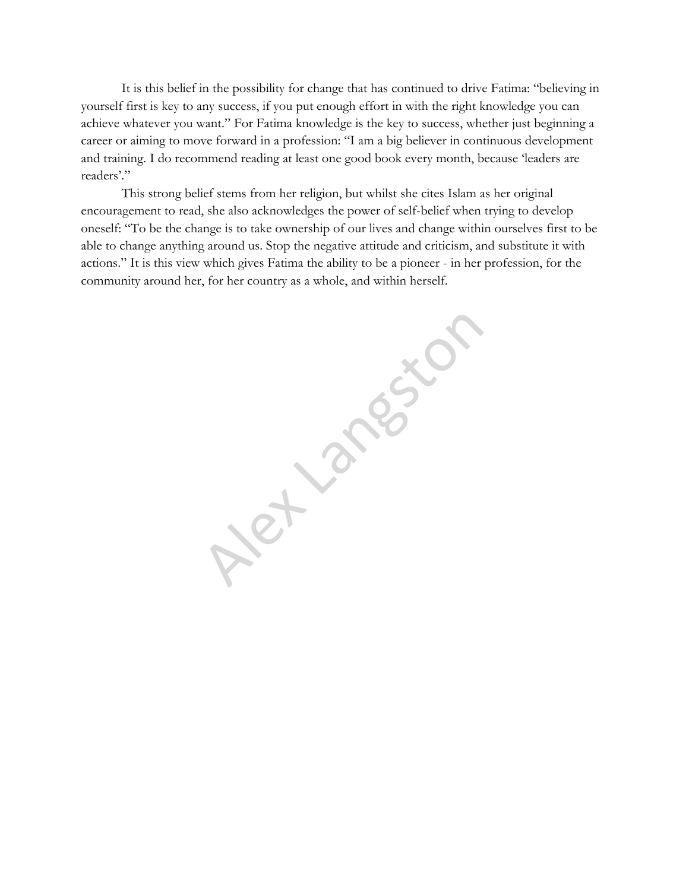It is this belief in the possibility for change that has continued to drive Fatima: "believing in yourself first is key to any success, if you put enough effort in with the right knowledge you can achieve whatever you want." For Fatima knowledge is the key to success, whether just beginning a career or aiming to move forward in a profession: "I am a big believer in continuous development and training. I do recommend reading at least one good book every month, because 'leaders are readers'."

This strong belief stems from her religion, but whilst she cites Islam as her original encouragement to read, she also acknowledges the power of self-belief when trying to develop oneself: "To be the change is to take ownership of our lives and change within ourselves first to be able to change anything around us. Stop the negative attitude and criticism, and substitute it with actions." It is this view which gives Fatima the ability to be a pioneer - in her profession, for the community around her, for her country as a whole, and within herself.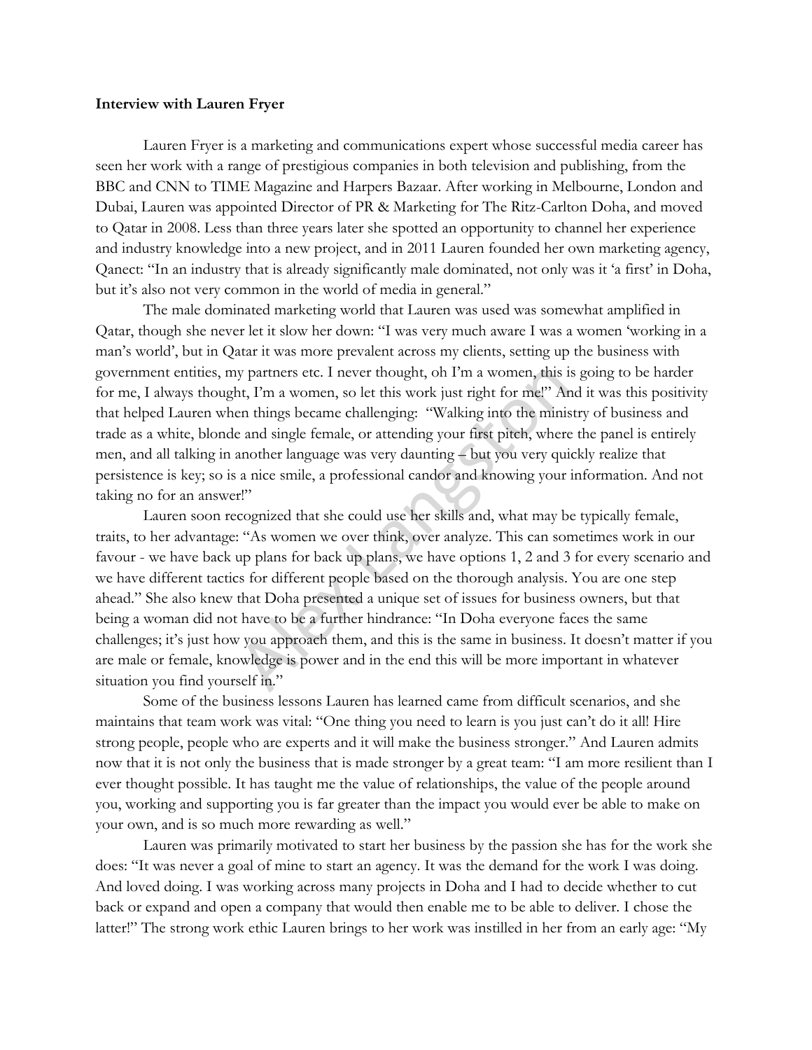**Interview with Lauren Fryer**

Lauren Fryer is a marketing and communications expert whose successful media career has seen her work with a range of prestigious companies in both television and publishing, from the BBC and CNN to TIME Magazine and Harpers Bazaar. After working in Melbourne, London and Dubai, Lauren was appointed Director of PR & Marketing for The Ritz-Carlton Doha, and moved to Qatar in 2008. Less than three years later she spotted an opportunity to channel her experience and industry knowledge into a new project, and in 2011 Lauren founded her own marketing agency, Qanect: "In an industry that is already significantly male dominated, not only was it 'a first' in Doha, but it's also not very common in the world of media in general."

The male dominated marketing world that Lauren was used was somewhat amplified in Qatar, though she never let it slow her down: "I was very much aware I was a women 'working in a man's world', but in Qatar it was more prevalent across my clients, setting up the business with government entities, my partners etc. I never thought, oh I'm a women, this is going to be harder for me, I always thought, I'm a women, so let this work just right for me!" And it was this positivity that helped Lauren when things became challenging: "Walking into the ministry of business and trade as a white, blonde and single female, or attending your first pitch, where the panel is entirely men, and all talking in another language was very daunting – but you very quickly realize that persistence is key; so is a nice smile, a professional candor and knowing your information. And not taking no for an answer!"

Lauren soon recognized that she could use her skills and, what may be typically female, traits, to her advantage: "As women we over think, over analyze. This can sometimes work in our favour - we have back up plans for back up plans, we have options 1, 2 and 3 for every scenario and we have different tactics for different people based on the thorough analysis. You are one step ahead." She also knew that Doha presented a unique set of issues for business owners, but that being a woman did not have to be a further hindrance: "In Doha everyone faces the same challenges; it's just how you approach them, and this is the same in business. It doesn't matter if you are male or female, knowledge is power and in the end this will be more important in whatever situation you find yourself in."

Some of the business lessons Lauren has learned came from difficult scenarios, and she maintains that team work was vital: "One thing you need to learn is you just can't do it all! Hire strong people, people who are experts and it will make the business stronger." And Lauren admits now that it is not only the business that is made stronger by a great team: "I am more resilient than I ever thought possible. It has taught me the value of relationships, the value of the people around you, working and supporting you is far greater than the impact you would ever be able to make on your own, and is so much more rewarding as well."

Lauren was primarily motivated to start her business by the passion she has for the work she does: "It was never a goal of mine to start an agency. It was the demand for the work I was doing. And loved doing. I was working across many projects in Doha and I had to decide whether to cut back or expand and open a company that would then enable me to be able to deliver. I chose the latter!" The strong work ethic Lauren brings to her work was instilled in her from an early age: "My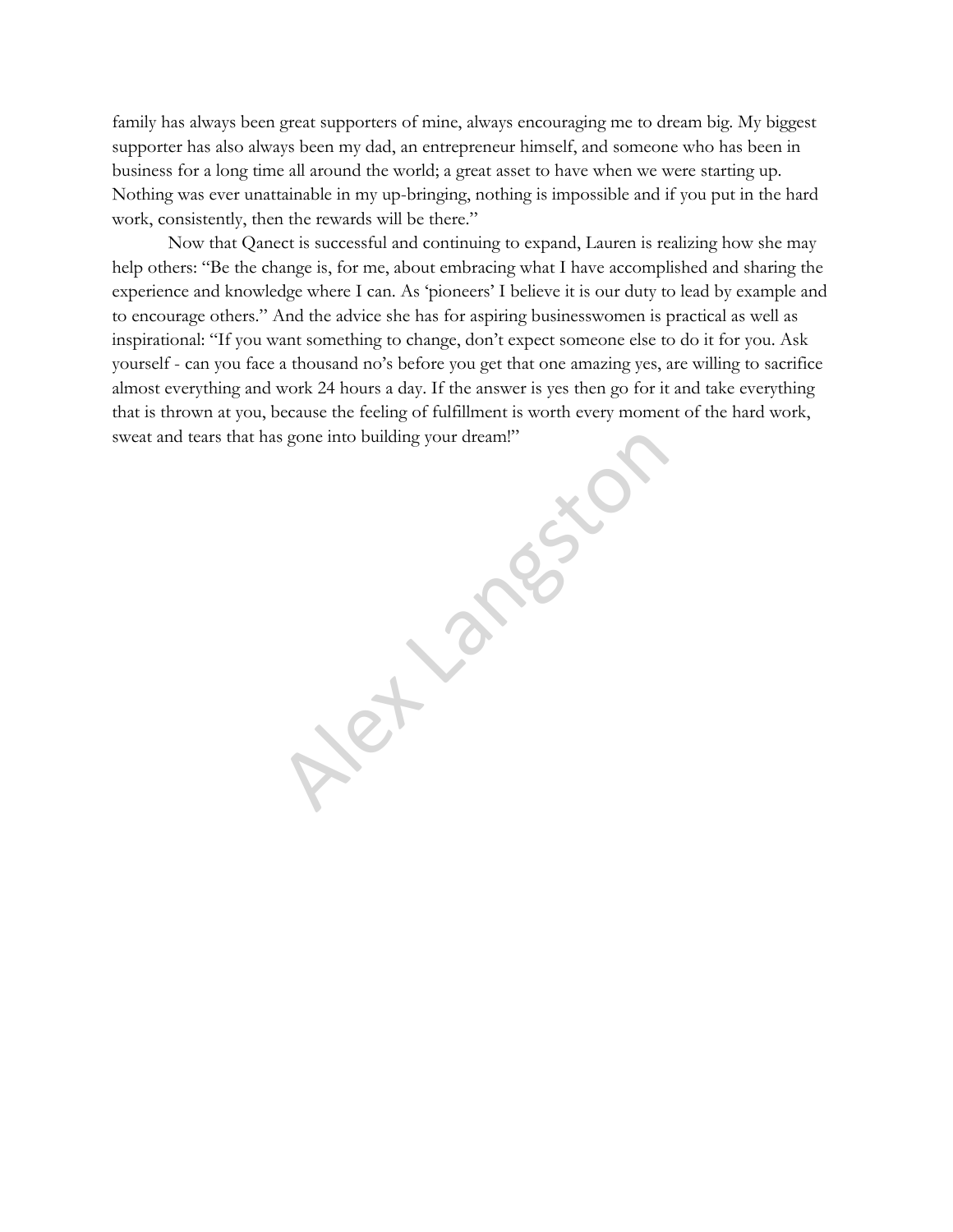family has always been great supporters of mine, always encouraging me to dream big. My biggest supporter has also always been my dad, an entrepreneur himself, and someone who has been in business for a long time all around the world; a great asset to have when we were starting up. Nothing was ever unattainable in my up-bringing, nothing is impossible and if you put in the hard work, consistently, then the rewards will be there."

Now that Qanect is successful and continuing to expand, Lauren is realizing how she may help others: "Be the change is, for me, about embracing what I have accomplished and sharing the experience and knowledge where I can. As 'pioneers' I believe it is our duty to lead by example and to encourage others." And the advice she has for aspiring businesswomen is practical as well as inspirational: "If you want something to change, don't expect someone else to do it for you. Ask yourself - can you face a thousand no's before you get that one amazing yes, are willing to sacrifice almost everything and work 24 hours a day. If the answer is yes then go for it and take everything that is thrown at you, because the feeling of fulfillment is worth every moment of the hard work, sweat and tears that has gone into building your dream!"